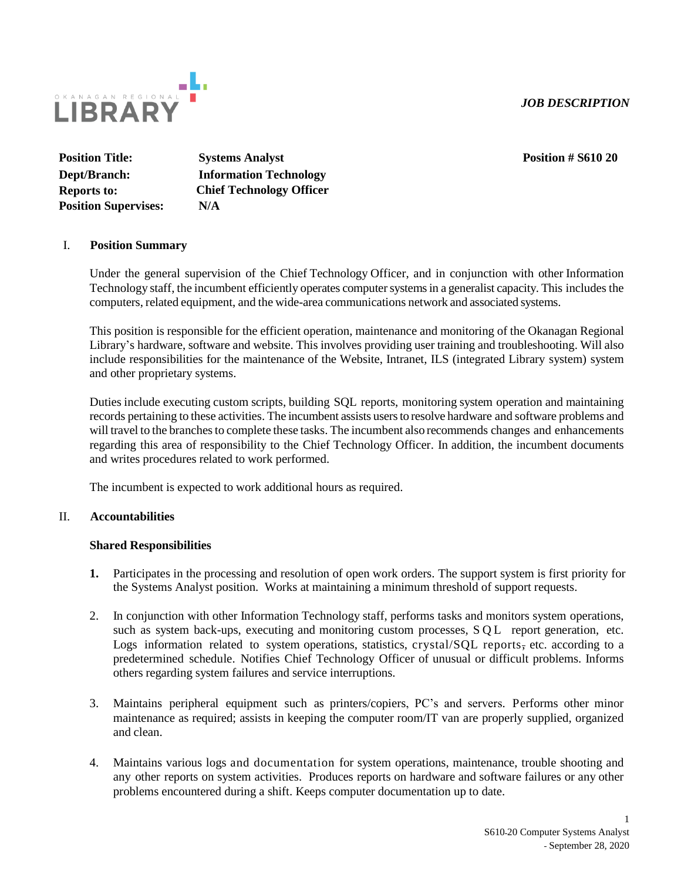OKANAGAN REGIONAL LIBRARY

*JOB DESCRIPTION*

**Position Title:** **Systems Analyst** **Position # S610 20**
**Dept/Branch:** **Information Technology**
**Reports to:** **Chief Technology Officer**
**Position Supervises:** **N/A**

## I. Position Summary

Under the general supervision of the Chief Technology Officer, and in conjunction with other Information Technology staff, the incumbent efficiently operates computer systems in a generalist capacity. This includes the computers, related equipment, and the wide-area communications network and associated systems.

This position is responsible for the efficient operation, maintenance and monitoring of the Okanagan Regional Library's hardware, software and website. This involves providing user training and troubleshooting. Will also include responsibilities for the maintenance of the Website, Intranet, ILS (integrated Library system) system and other proprietary systems.

Duties include executing custom scripts, building SQL reports, monitoring system operation and maintaining records pertaining to these activities. The incumbent assists users to resolve hardware and software problems and will travel to the branches to complete these tasks. The incumbent also recommends changes and enhancements regarding this area of responsibility to the Chief Technology Officer. In addition, the incumbent documents and writes procedures related to work performed.

The incumbent is expected to work additional hours as required.

## II. Accountabilities

### Shared Responsibilities

1. Participates in the processing and resolution of open work orders. The support system is first priority for the Systems Analyst position. Works at maintaining a minimum threshold of support requests.

2. In conjunction with other Information Technology staff, performs tasks and monitors system operations, such as system back-ups, executing and monitoring custom processes, SQL report generation, etc. Logs information related to system operations, statistics, crystal/SQL reports, etc. according to a predetermined schedule. Notifies Chief Technology Officer of unusual or difficult problems. Informs others regarding system failures and service interruptions.

3. Maintains peripheral equipment such as printers/copiers, PC's and servers. Performs other minor maintenance as required; assists in keeping the computer room/IT van are properly supplied, organized and clean.

4. Maintains various logs and documentation for system operations, maintenance, trouble shooting and any other reports on system activities. Produces reports on hardware and software failures or any other problems encountered during a shift. Keeps computer documentation up to date.

S610-20 Computer Systems Analyst
- September 28, 2020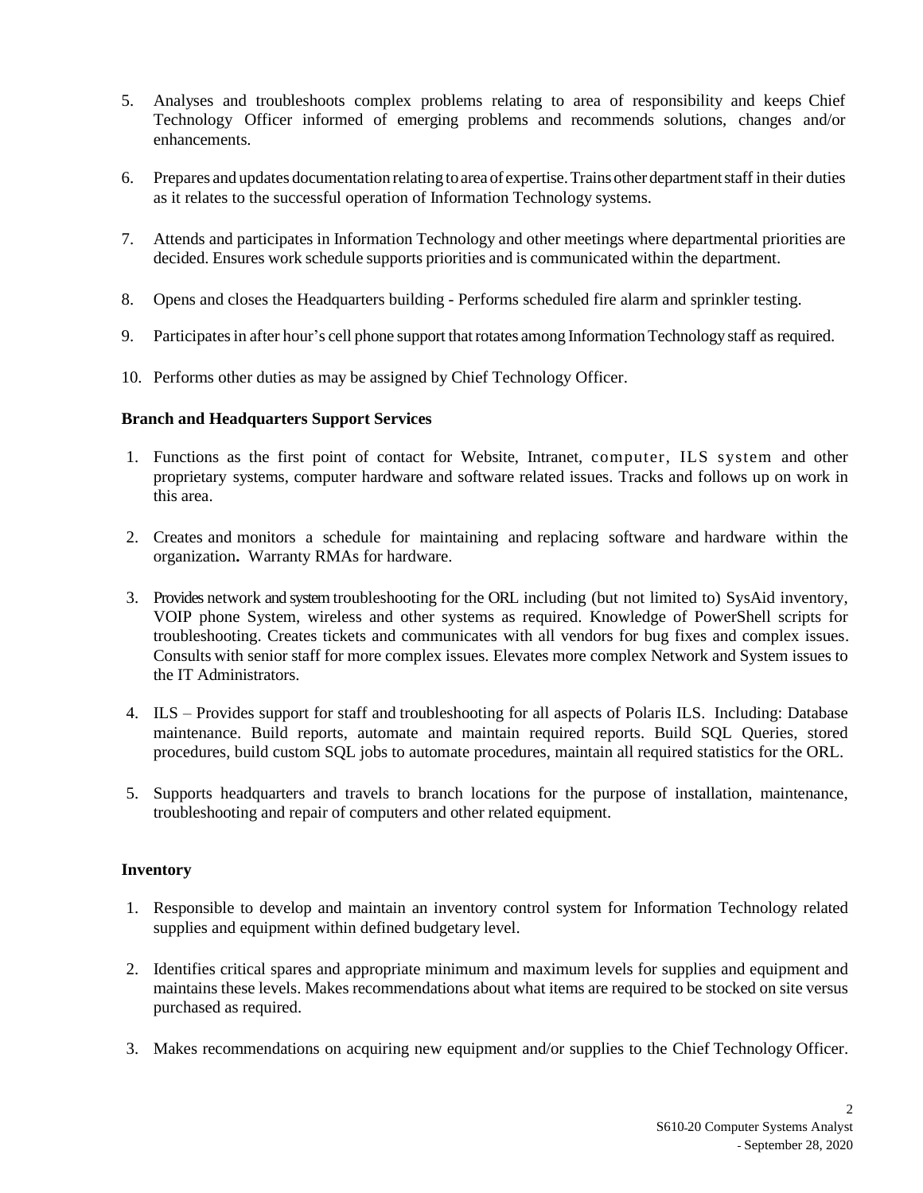5. Analyses and troubleshoots complex problems relating to area of responsibility and keeps Chief Technology Officer informed of emerging problems and recommends solutions, changes and/or enhancements.

6. Prepares and updates documentation relating to area of expertise. Trains other department staff in their duties as it relates to the successful operation of Information Technology systems.

7. Attends and participates in Information Technology and other meetings where departmental priorities are decided. Ensures work schedule supports priorities and is communicated within the department.

8. Opens and closes the Headquarters building - Performs scheduled fire alarm and sprinkler testing.

9. Participates in after hour's cell phone support that rotates among Information Technology staff as required.

10. Performs other duties as may be assigned by Chief Technology Officer.

**Branch and Headquarters Support Services**

1. Functions as the first point of contact for Website, Intranet, computer, ILS system and other proprietary systems, computer hardware and software related issues. Tracks and follows up on work in this area.

2. Creates and monitors a schedule for maintaining and replacing software and hardware within the organization**.** Warranty RMAs for hardware.

3. Provides network and system troubleshooting for the ORL including (but not limited to) SysAid inventory, VOIP phone System, wireless and other systems as required. Knowledge of PowerShell scripts for troubleshooting. Creates tickets and communicates with all vendors for bug fixes and complex issues. Consults with senior staff for more complex issues. Elevates more complex Network and System issues to the IT Administrators.

4. ILS – Provides support for staff and troubleshooting for all aspects of Polaris ILS. Including: Database maintenance. Build reports, automate and maintain required reports. Build SQL Queries, stored procedures, build custom SQL jobs to automate procedures, maintain all required statistics for the ORL.

5. Supports headquarters and travels to branch locations for the purpose of installation, maintenance, troubleshooting and repair of computers and other related equipment.

**Inventory**

1. Responsible to develop and maintain an inventory control system for Information Technology related supplies and equipment within defined budgetary level.

2. Identifies critical spares and appropriate minimum and maximum levels for supplies and equipment and maintains these levels. Makes recommendations about what items are required to be stocked on site versus purchased as required.

3. Makes recommendations on acquiring new equipment and/or supplies to the Chief Technology Officer.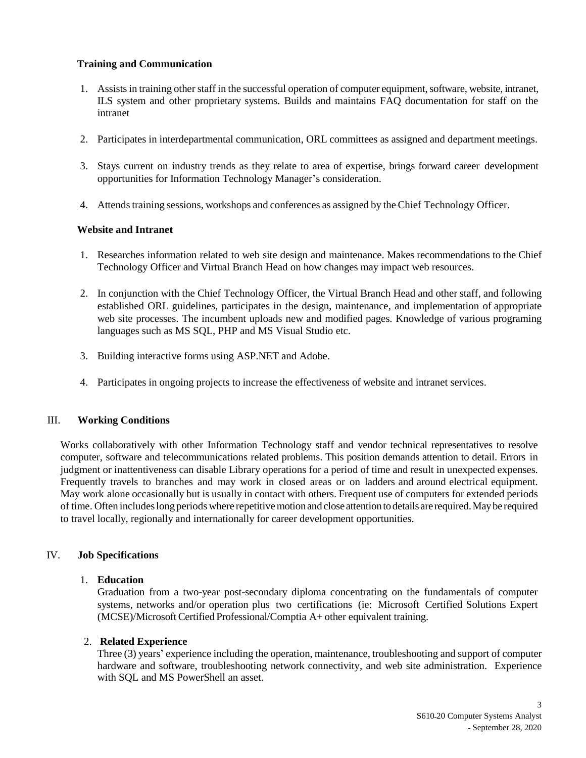**Training and Communication**

1. Assists in training other staff in the successful operation of computer equipment, software, website, intranet, ILS system and other proprietary systems. Builds and maintains FAQ documentation for staff on the intranet
2. Participates in interdepartmental communication, ORL committees as assigned and department meetings.
3. Stays current on industry trends as they relate to area of expertise, brings forward career development opportunities for Information Technology Manager's consideration.
4. Attends training sessions, workshops and conferences as assigned by the Chief Technology Officer.

**Website and Intranet**

1. Researches information related to web site design and maintenance. Makes recommendations to the Chief Technology Officer and Virtual Branch Head on how changes may impact web resources.
2. In conjunction with the Chief Technology Officer, the Virtual Branch Head and other staff, and following established ORL guidelines, participates in the design, maintenance, and implementation of appropriate web site processes. The incumbent uploads new and modified pages. Knowledge of various programing languages such as MS SQL, PHP and MS Visual Studio etc.
3. Building interactive forms using ASP.NET and Adobe.
4. Participates in ongoing projects to increase the effectiveness of website and intranet services.

## III. Working Conditions

Works collaboratively with other Information Technology staff and vendor technical representatives to resolve computer, software and telecommunications related problems. This position demands attention to detail. Errors in judgment or inattentiveness can disable Library operations for a period of time and result in unexpected expenses. Frequently travels to branches and may work in closed areas or on ladders and around electrical equipment. May work alone occasionally but is usually in contact with others. Frequent use of computers for extended periods of time. Often includes long periods where repetitive motion and close attention to details are required. May be required to travel locally, regionally and internationally for career development opportunities.

## IV. Job Specifications

1. **Education**

   Graduation from a two-year post-secondary diploma concentrating on the fundamentals of computer systems, networks and/or operation plus two certifications (ie: Microsoft Certified Solutions Expert (MCSE)/Microsoft Certified Professional/Comptia A+ other equivalent training.

2. **Related Experience**

   Three (3) years' experience including the operation, maintenance, troubleshooting and support of computer hardware and software, troubleshooting network connectivity, and web site administration. Experience with SQL and MS PowerShell an asset.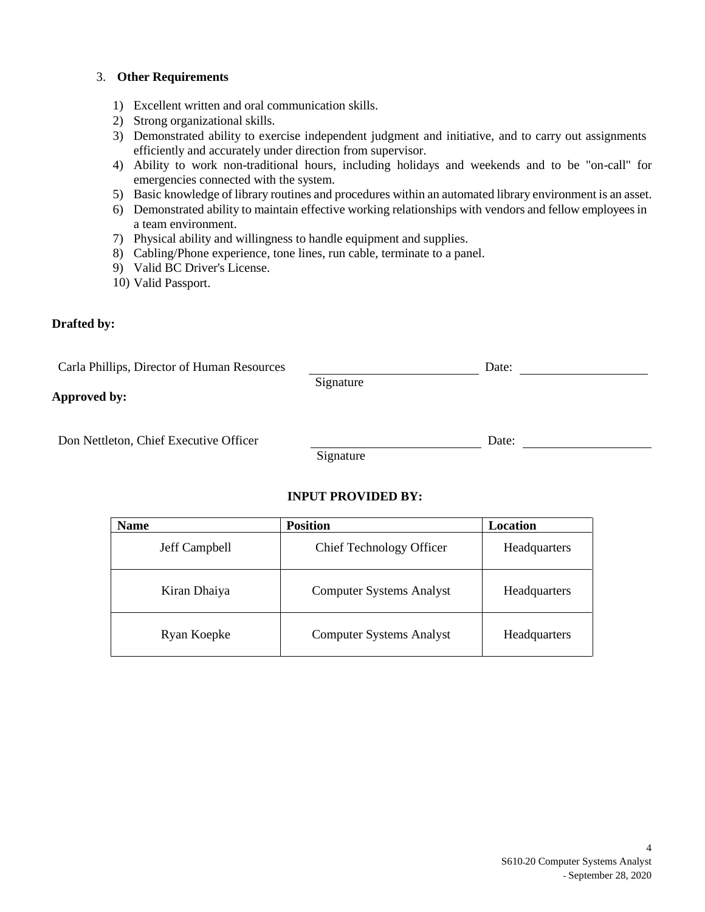### 3. **Other Requirements**

1) Excellent written and oral communication skills.
2) Strong organizational skills.
3) Demonstrated ability to exercise independent judgment and initiative, and to carry out assignments efficiently and accurately under direction from supervisor.
4) Ability to work non-traditional hours, including holidays and weekends and to be "on-call" for emergencies connected with the system.
5) Basic knowledge of library routines and procedures within an automated library environment is an asset.
6) Demonstrated ability to maintain effective working relationships with vendors and fellow employees in a team environment.
7) Physical ability and willingness to handle equipment and supplies.
8) Cabling/Phone experience, tone lines, run cable, terminate to a panel.
9) Valid BC Driver's License.
10) Valid Passport.

**Drafted by:**

Carla Phillips, Director of Human Resources ______________________ Date: ________________
Signature

**Approved by:**

Don Nettleton, Chief Executive Officer ______________________ Date: ________________
Signature

**INPUT PROVIDED BY:**

| Name | Position | Location |
|---|---|---|
| Jeff Campbell | Chief Technology Officer | Headquarters |
| Kiran Dhaiya | Computer Systems Analyst | Headquarters |
| Ryan Koepke | Computer Systems Analyst | Headquarters |

S610-20 Computer Systems Analyst
- September 28, 2020